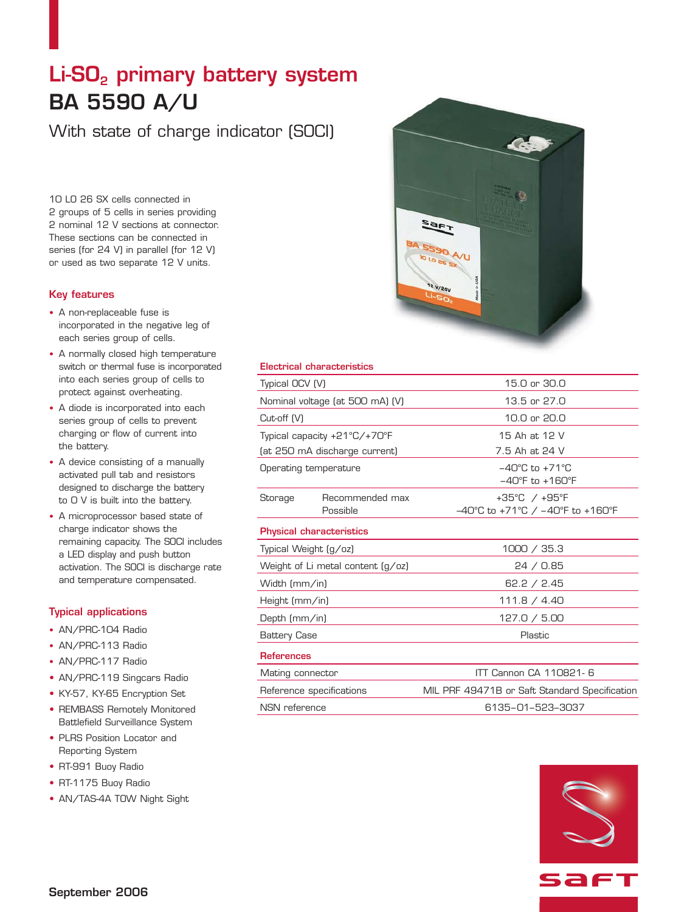# $Li\text{-}SO_2$ primary battery system

# BA 5590 A/U

## With state of charge indicator (SOCI)

10 LO 26 SX cells connected in 2 groups of 5 cells in series providing 2 nominal 12 V sections at connector. These sections can be connected in series (for 24 V) in parallel (for 12 V) or used as two separate 12 V units.

### Key features

- A non-replaceable fuse is incorporated in the negative leg of each series group of cells.
- A normally closed high temperature switch or thermal fuse is incorporated into each series group of cells to protect against overheating.
- A diode is incorporated into each series group of cells to prevent charging or flow of current into the battery.
- A device consisting of a manually activated pull tab and resistors designed to discharge the battery to 0 V is built into the battery.
- A microprocessor based state of charge indicator shows the remaining capacity. The SOCI includes a LED display and push button activation. The SOCI is discharge rate and temperature compensated.

### Typical applications

- AN/PRC-104 Radio
- AN/PRC-113 Radio
- AN/PRC-117 Radio
- AN/PRC-119 Singcars Radio
- KY-57, KY-65 Encryption Set
- REMBASS Remotely Monitored Battlefield Surveillance System
- PLRS Position Locator and Reporting System
- RT-991 Buoy Radio
- RT-1175 Buoy Radio
- AN/TAS-4A TOW Night Sight

### Electrical characteristics

| | | |
|---|---|---|
| Typical OCV (V) | | 15.0 or 30.0 |
| Nominal voltage (at 500 mA) (V) | | 13.5 or 27.0 |
| Cut-off (V) | | 10.0 or 20.0 |
| Typical capacity +21°C/+70°F (at 250 mA discharge current) | | 15 Ah at 12 V<br>7.5 Ah at 24 V |
| Operating temperature | | –40°C to +71°C<br>–40°F to +160°F |
| Storage | Recommended max | +35°C / +95°F |
| | Possible | –40°C to +71°C / –40°F to +160°F |

### Physical characteristics

| | |
|---|---|
| Typical Weight (g/oz) | 1000 / 35.3 |
| Weight of Li metal content (g/oz) | 24 / 0.85 |
| Width (mm/in) | 62.2 / 2.45 |
| Height (mm/in) | 111.8 / 4.40 |
| Depth (mm/in) | 127.0 / 5.00 |
| Battery Case | Plastic |

### References

| | |
|---|---|
| Mating connector | ITT Cannon CA 110821- 6 |
| Reference specifications | MIL PRF 49471B or Saft Standard Specification |
| NSN reference | 6135–01–523–3037 |

September 2006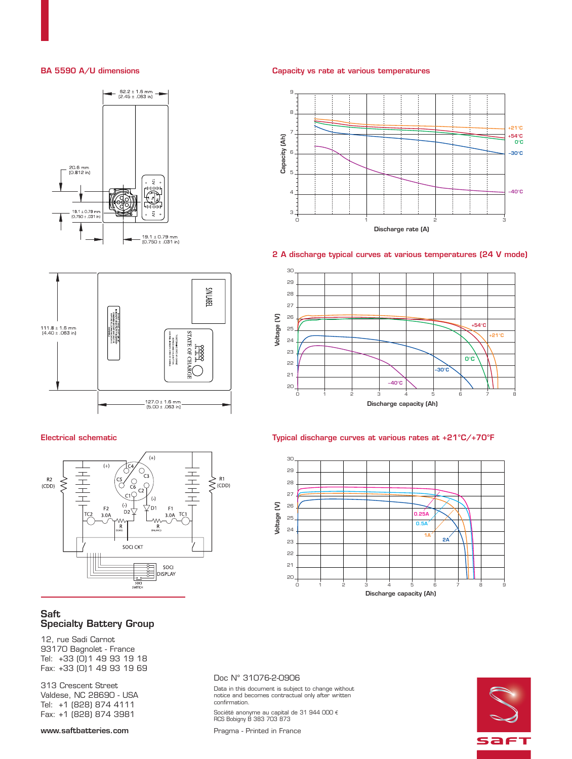## BA 5590 A/U dimensions

62.2 ± 1.6 mm
(2.45 ± .063 in)

20.6 mm
(0.812 in)

19.1 ± 0.79 mm
(0.750 ± .031 in)

19.1 ± 0.79 mm
(0.750 ± .031 in)

111.8 ± 1.6 mm
(4.40 ± .063 in)

127.0 ± 1.6 mm
(5.00 ± .063 in)

S/N LABEL

STATE OF CHARGE

## Capacity vs rate at various temperatures

Capacity (Ah)

9
8
7
6
5
4
3

0 1 2 3

Discharge rate (A)

+21°C
+54°C
0°C
–30°C
–40°C

## 2 A discharge typical curves at various temperatures (24 V mode)

Voltage (V)

30
29
28
27
26
25
24
23
22
21
20

0 1 2 3 4 5 6 7 8

Discharge capacity (Ah)

+54°C
+21°C
0°C
–30°C
–40°C

## Electrical schematic

R2 (CDD)
R1 (CDD)
(+)
(+)
C4
C5
C3
C6
C1
C2
(-)
(-)
F2 3.0A
D2
D1
F1 3.0A
TC2
TC1
R
R
SOCI CKT
SOCI DISPLAY
SOCI SWITCH

## Typical discharge curves at various rates at +21°C/+70°F

Voltage (V)

30
29
28
27
26
25
24
23
22
21
20

0 1 2 3 4 5 6 7 8 9

Discharge capacity (Ah)

0.25A
0.5A
1A
2A

**Saft**
**Specialty Battery Group**

12, rue Sadi Carnot
93170 Bagnolet - France
Tel: +33 (0)1 49 93 19 18
Fax: +33 (0)1 49 93 19 69

313 Crescent Street
Valdese, NC 28690 - USA
Tel: +1 (828) 874 4111
Fax: +1 (828) 874 3981

**www.saftbatteries.com**

Doc N° 31076-2-0906

Data in this document is subject to change without notice and becomes contractual only after written confirmation.

Société anonyme au capital de 31 944 000 €
RCS Bobigny B 383 703 873

Pragma - Printed in France

saft